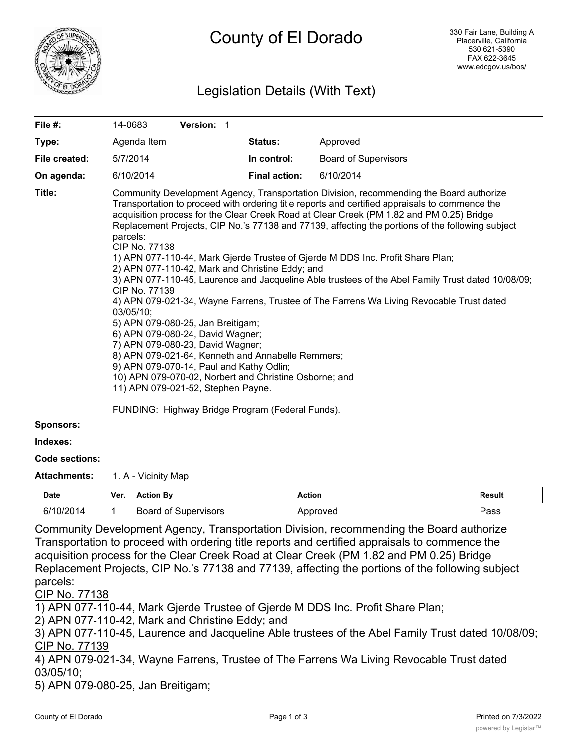# County of El Dorado

330 Fair Lane, Building A
Placerville, California
530 621-5390
FAX 622-3645
www.edcgov.us/bos/

## Legislation Details (With Text)

| | | | |
|---|---|---|---|
| **File #:** | 14-0683 **Version:** 1 | | |
| **Type:** | Agenda Item | **Status:** | Approved |
| **File created:** | 5/7/2014 | **In control:** | Board of Supervisors |
| **On agenda:** | 6/10/2014 | **Final action:** | 6/10/2014 |

**Title:** Community Development Agency, Transportation Division, recommending the Board authorize Transportation to proceed with ordering title reports and certified appraisals to commence the acquisition process for the Clear Creek Road at Clear Creek (PM 1.82 and PM 0.25) Bridge Replacement Projects, CIP No.'s 77138 and 77139, affecting the portions of the following subject parcels:
CIP No. 77138
1) APN 077-110-44, Mark Gjerde Trustee of Gjerde M DDS Inc. Profit Share Plan;
2) APN 077-110-42, Mark and Christine Eddy; and
3) APN 077-110-45, Laurence and Jacqueline Able trustees of the Abel Family Trust dated 10/08/09;
CIP No. 77139
4) APN 079-021-34, Wayne Farrens, Trustee of The Farrens Wa Living Revocable Trust dated 03/05/10;
5) APN 079-080-25, Jan Breitigam;
6) APN 079-080-24, David Wagner;
7) APN 079-080-23, David Wagner;
8) APN 079-021-64, Kenneth and Annabelle Remmers;
9) APN 079-070-14, Paul and Kathy Odlin;
10) APN 079-070-02, Norbert and Christine Osborne; and
11) APN 079-021-52, Stephen Payne.

FUNDING: Highway Bridge Program (Federal Funds).

**Sponsors:**

**Indexes:**

**Code sections:**

**Attachments:** 1. A - Vicinity Map

| Date | Ver. | Action By | Action | Result |
|---|---|---|---|---|
| 6/10/2014 | 1 | Board of Supervisors | Approved | Pass |

Community Development Agency, Transportation Division, recommending the Board authorize Transportation to proceed with ordering title reports and certified appraisals to commence the acquisition process for the Clear Creek Road at Clear Creek (PM 1.82 and PM 0.25) Bridge Replacement Projects, CIP No.'s 77138 and 77139, affecting the portions of the following subject parcels:

CIP No. 77138

1) APN 077-110-44, Mark Gjerde Trustee of Gjerde M DDS Inc. Profit Share Plan;
2) APN 077-110-42, Mark and Christine Eddy; and
3) APN 077-110-45, Laurence and Jacqueline Able trustees of the Abel Family Trust dated 10/08/09;

CIP No. 77139

4) APN 079-021-34, Wayne Farrens, Trustee of The Farrens Wa Living Revocable Trust dated 03/05/10;
5) APN 079-080-25, Jan Breitigam;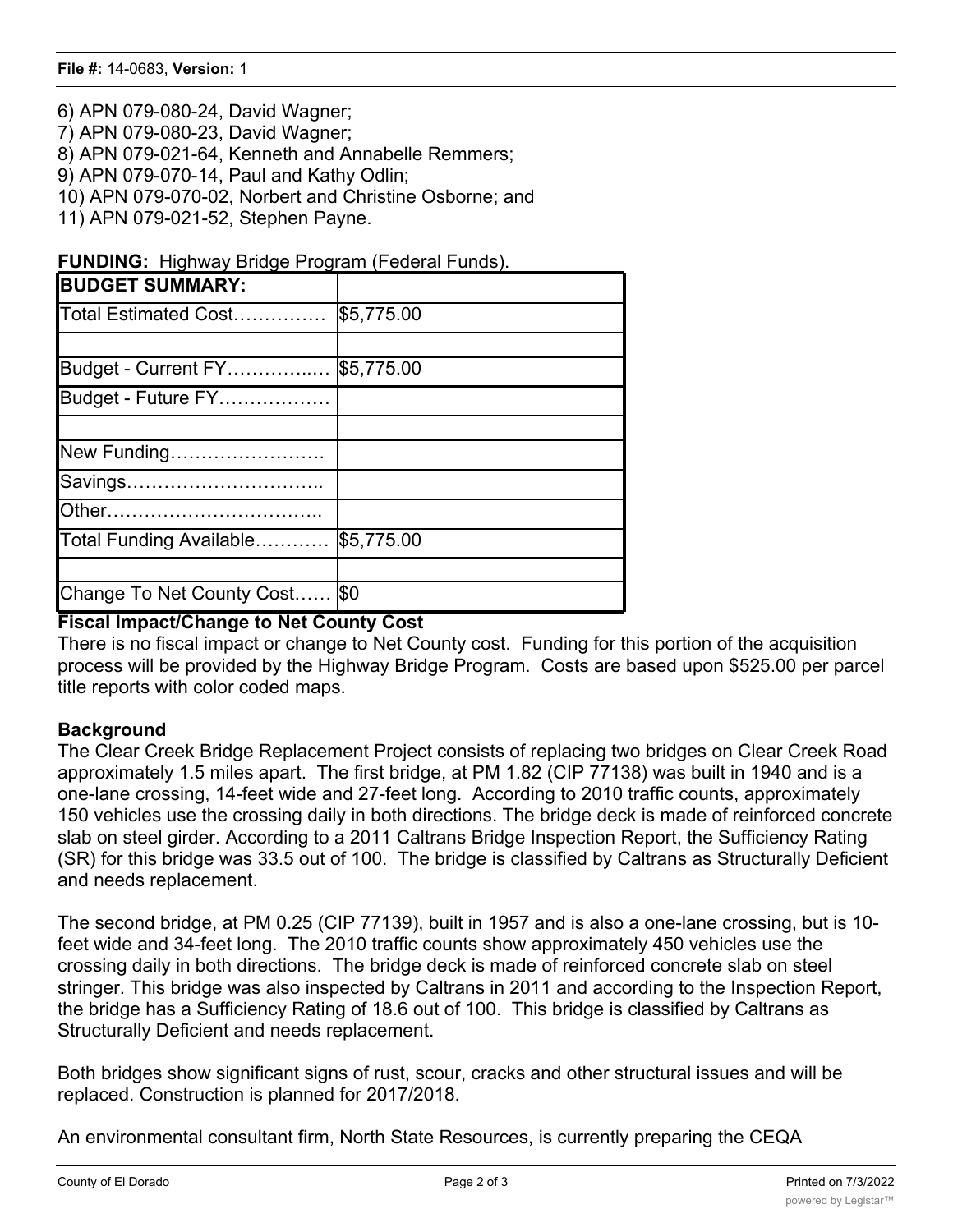6) APN 079-080-24, David Wagner;
7) APN 079-080-23, David Wagner;
8) APN 079-021-64, Kenneth and Annabelle Remmers;
9) APN 079-070-14, Paul and Kathy Odlin;
10) APN 079-070-02, Norbert and Christine Osborne; and
11) APN 079-021-52, Stephen Payne.

**FUNDING:** Highway Bridge Program (Federal Funds).

| **BUDGET SUMMARY:** | |
|---|---|
| Total Estimated Cost…………… | $5,775.00 |
| | |
| Budget - Current FY………….… | $5,775.00 |
| Budget - Future FY……………… | |
| | |
| New Funding……………………. | |
| Savings………………………….. | |
| Other…………………………….. | |
| Total Funding Available………… | $5,775.00 |
| | |
| Change To Net County Cost…… | $0 |

**Fiscal Impact/Change to Net County Cost**

There is no fiscal impact or change to Net County cost. Funding for this portion of the acquisition process will be provided by the Highway Bridge Program. Costs are based upon $525.00 per parcel title reports with color coded maps.

**Background**

The Clear Creek Bridge Replacement Project consists of replacing two bridges on Clear Creek Road approximately 1.5 miles apart. The first bridge, at PM 1.82 (CIP 77138) was built in 1940 and is a one-lane crossing, 14-feet wide and 27-feet long. According to 2010 traffic counts, approximately 150 vehicles use the crossing daily in both directions. The bridge deck is made of reinforced concrete slab on steel girder. According to a 2011 Caltrans Bridge Inspection Report, the Sufficiency Rating (SR) for this bridge was 33.5 out of 100. The bridge is classified by Caltrans as Structurally Deficient and needs replacement.

The second bridge, at PM 0.25 (CIP 77139), built in 1957 and is also a one-lane crossing, but is 10-feet wide and 34-feet long. The 2010 traffic counts show approximately 450 vehicles use the crossing daily in both directions. The bridge deck is made of reinforced concrete slab on steel stringer. This bridge was also inspected by Caltrans in 2011 and according to the Inspection Report, the bridge has a Sufficiency Rating of 18.6 out of 100. This bridge is classified by Caltrans as Structurally Deficient and needs replacement.

Both bridges show significant signs of rust, scour, cracks and other structural issues and will be replaced. Construction is planned for 2017/2018.

An environmental consultant firm, North State Resources, is currently preparing the CEQA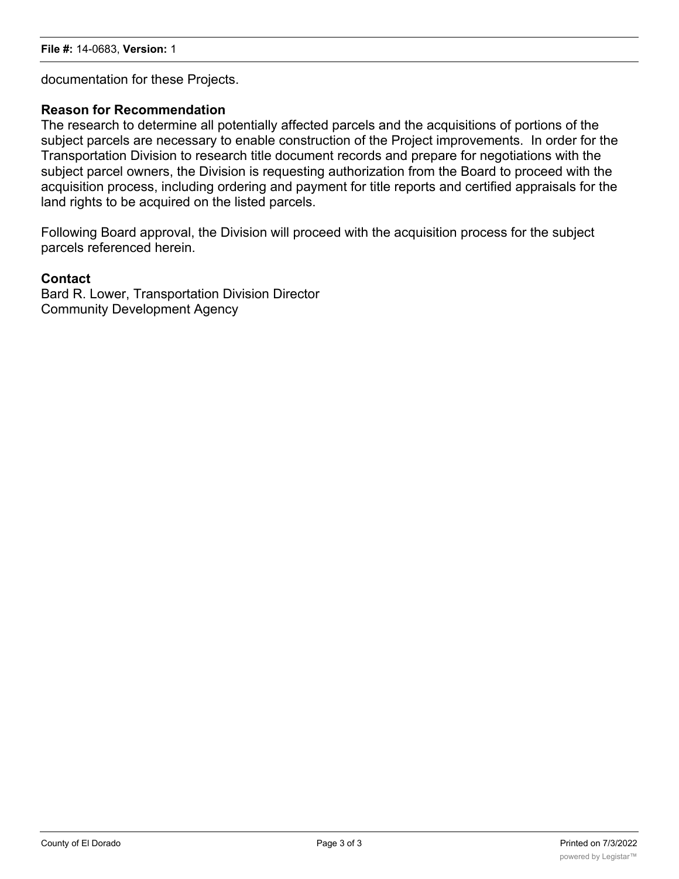documentation for these Projects.

**Reason for Recommendation**

The research to determine all potentially affected parcels and the acquisitions of portions of the subject parcels are necessary to enable construction of the Project improvements. In order for the Transportation Division to research title document records and prepare for negotiations with the subject parcel owners, the Division is requesting authorization from the Board to proceed with the acquisition process, including ordering and payment for title reports and certified appraisals for the land rights to be acquired on the listed parcels.

Following Board approval, the Division will proceed with the acquisition process for the subject parcels referenced herein.

**Contact**

Bard R. Lower, Transportation Division Director
Community Development Agency